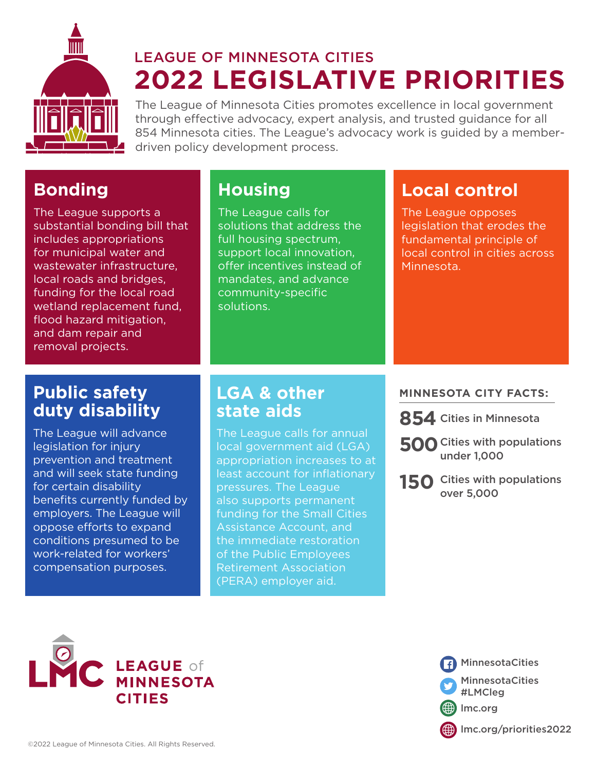LEAGUE OF MINNESOTA CITIES

# 2022 LEGISLATIVE PRIORITIES

The League of Minnesota Cities promotes excellence in local government through effective advocacy, expert analysis, and trusted guidance for all 854 Minnesota cities. The League's advocacy work is guided by a member-driven policy development process.

## Bonding

The League supports a substantial bonding bill that includes appropriations for municipal water and wastewater infrastructure, local roads and bridges, funding for the local road wetland replacement fund, flood hazard mitigation, and dam repair and removal projects.

## Housing

The League calls for solutions that address the full housing spectrum, support local innovation, offer incentives instead of mandates, and advance community-specific solutions.

## Local control

The League opposes legislation that erodes the fundamental principle of local control in cities across Minnesota.

## Public safety duty disability

The League will advance legislation for injury prevention and treatment and will seek state funding for certain disability benefits currently funded by employers. The League will oppose efforts to expand conditions presumed to be work-related for workers' compensation purposes.

## LGA & other state aids

The League calls for annual local government aid (LGA) appropriation increases to at least account for inflationary pressures. The League also supports permanent funding for the Small Cities Assistance Account, and the immediate restoration of the Public Employees Retirement Association (PERA) employer aid.

### MINNESOTA CITY FACTS:

- **854** Cities in Minnesota
- **500** Cities with populations under 1,000
- **150** Cities with populations over 5,000

LMC LEAGUE of MINNESOTA CITIES

- MinnesotaCities
- MinnesotaCities #LMCleg
- lmc.org
- lmc.org/priorities2022

©2022 League of Minnesota Cities. All Rights Reserved.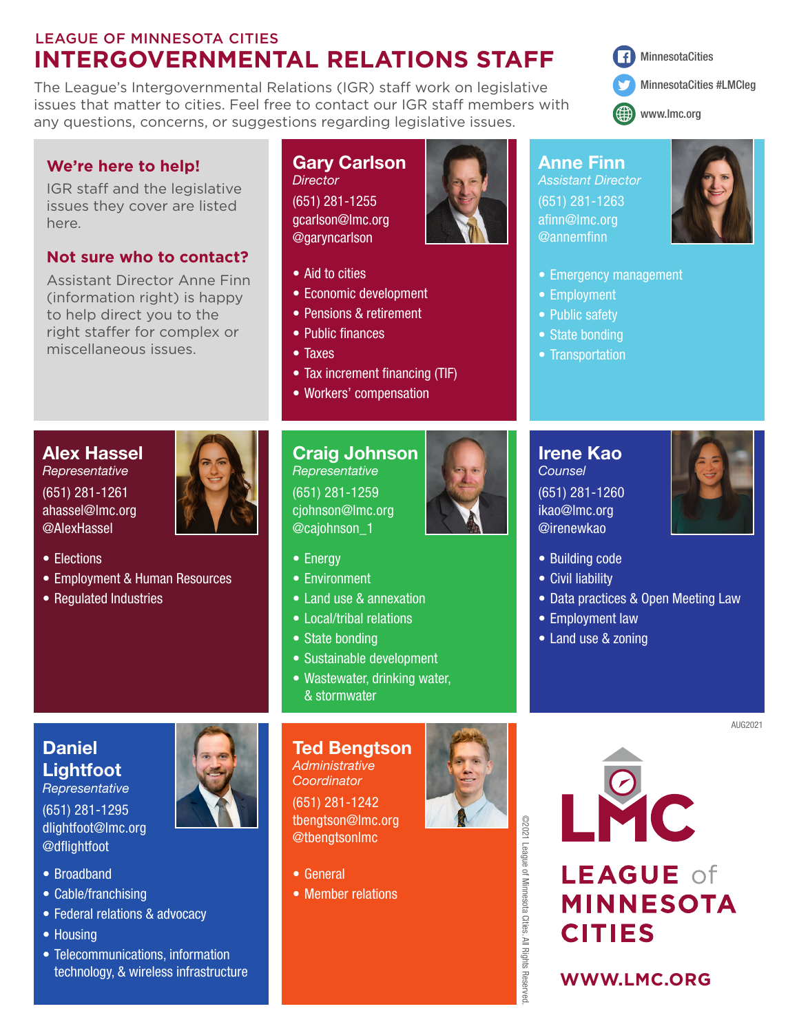## LEAGUE OF MINNESOTA CITIES

# INTERGOVERNMENTAL RELATIONS STAFF

The League's Intergovernmental Relations (IGR) staff work on legislative issues that matter to cities. Feel free to contact our IGR staff members with any questions, concerns, or suggestions regarding legislative issues.

MinnesotaCities

MinnesotaCities #LMCleg

www.lmc.org

### We're here to help!

IGR staff and the legislative issues they cover are listed here.

### Not sure who to contact?

Assistant Director Anne Finn (information right) is happy to help direct you to the right staffer for complex or miscellaneous issues.

### Gary Carlson

*Director*

(651) 281-1255
gcarlson@lmc.org
@garyncarlson

- Aid to cities
- Economic development
- Pensions & retirement
- Public finances
- Taxes
- Tax increment financing (TIF)
- Workers' compensation

### Anne Finn

*Assistant Director*

(651) 281-1263
afinn@lmc.org
@annemfinn

- Emergency management
- Employment
- Public safety
- State bonding
- Transportation

### Alex Hassel

*Representative*

(651) 281-1261
ahassel@lmc.org
@AlexHassel

- Elections
- Employment & Human Resources
- Regulated Industries

### Craig Johnson

*Representative*

(651) 281-1259
cjohnson@lmc.org
@cajohnson_1

- Energy
- Environment
- Land use & annexation
- Local/tribal relations
- State bonding
- Sustainable development
- Wastewater, drinking water, & stormwater

### Irene Kao

*Counsel*

(651) 281-1260
ikao@lmc.org
@irenewkao

- Building code
- Civil liability
- Data practices & Open Meeting Law
- Employment law
- Land use & zoning

### Daniel Lightfoot

*Representative*

(651) 281-1295
dlightfoot@lmc.org
@dflightfoot

- Broadband
- Cable/franchising
- Federal relations & advocacy
- Housing
- Telecommunications, information technology, & wireless infrastructure

### Ted Bengtson

*Administrative Coordinator*

(651) 281-1242
tbengtson@lmc.org
@tbengtsonlmc

- General
- Member relations

©2021 League of Minnesota Cities. All Rights Reserved.

AUG2021

LMC

LEAGUE of MINNESOTA CITIES

WWW.LMC.ORG